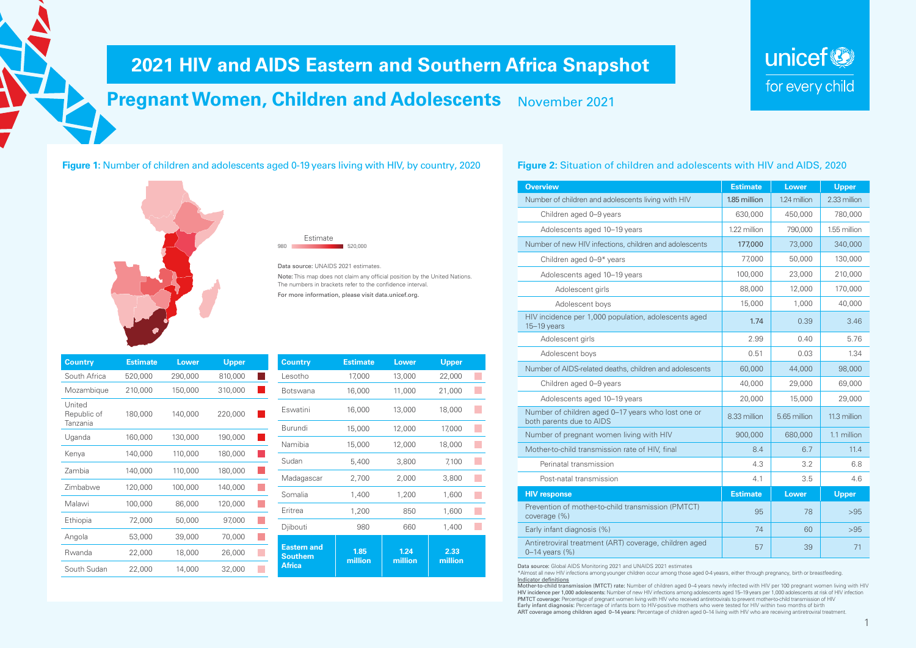# 2021 HIV and AIDS Eastern and Southern Africa Snapshot

## Pregnant Women, Children and Adolescents

November 2021

unicef for every child

**Figure 1:** Number of children and adolescents aged 0-19 years living with HIV, by country, 2020

Estimate

980 520,000

Data source: UNAIDS 2021 estimates.

Note: This map does not claim any official position by the United Nations. The numbers in brackets refer to the confidence interval.

For more information, please visit data.unicef.org.

| Country | Estimate | Lower | Upper |
|---|---|---|---|
| South Africa | 520,000 | 290,000 | 810,000 |
| Mozambique | 210,000 | 150,000 | 310,000 |
| United Republic of Tanzania | 180,000 | 140,000 | 220,000 |
| Uganda | 160,000 | 130,000 | 190,000 |
| Kenya | 140,000 | 110,000 | 180,000 |
| Zambia | 140,000 | 110,000 | 180,000 |
| Zimbabwe | 120,000 | 100,000 | 140,000 |
| Malawi | 100,000 | 86,000 | 120,000 |
| Ethiopia | 72,000 | 50,000 | 97,000 |
| Angola | 53,000 | 39,000 | 70,000 |
| Rwanda | 22,000 | 18,000 | 26,000 |
| South Sudan | 22,000 | 14,000 | 32,000 |
| Lesotho | 17,000 | 13,000 | 22,000 |
| Botswana | 16,000 | 11,000 | 21,000 |
| Eswatini | 16,000 | 13,000 | 18,000 |
| Burundi | 15,000 | 12,000 | 17,000 |
| Namibia | 15,000 | 12,000 | 18,000 |
| Sudan | 5,400 | 3,800 | 7,100 |
| Madagascar | 2,700 | 2,000 | 3,800 |
| Somalia | 1,400 | 1,200 | 1,600 |
| Eritrea | 1,200 | 850 | 1,600 |
| Djibouti | 980 | 660 | 1,400 |
| **Eastern and Southern Africa** | **1.85 million** | **1.24 million** | **2.33 million** |

**Figure 2:** Situation of children and adolescents with HIV and AIDS, 2020

| Overview | Estimate | Lower | Upper |
|---|---|---|---|
| Number of children and adolescents living with HIV | 1.85 million | 1.24 million | 2.33 million |
| Children aged 0–9 years | 630,000 | 450,000 | 780,000 |
| Adolescents aged 10–19 years | 1.22 million | 790,000 | 1.55 million |
| Number of new HIV infections, children and adolescents | 177,000 | 73,000 | 340,000 |
| Children aged 0–9* years | 77,000 | 50,000 | 130,000 |
| Adolescents aged 10–19 years | 100,000 | 23,000 | 210,000 |
| Adolescent girls | 88,000 | 12,000 | 170,000 |
| Adolescent boys | 15,000 | 1,000 | 40,000 |
| HIV incidence per 1,000 population, adolescents aged 15–19 years | 1.74 | 0.39 | 3.46 |
| Adolescent girls | 2.99 | 0.40 | 5.76 |
| Adolescent boys | 0.51 | 0.03 | 1.34 |
| Number of AIDS-related deaths, children and adolescents | 60,000 | 44,000 | 98,000 |
| Children aged 0–9 years | 40,000 | 29,000 | 69,000 |
| Adolescents aged 10–19 years | 20,000 | 15,000 | 29,000 |
| Number of children aged 0–17 years who lost one or both parents due to AIDS | 8.33 million | 5.65 million | 11.3 million |
| Number of pregnant women living with HIV | 900,000 | 680,000 | 1.1 million |
| Mother-to-child transmission rate of HIV, final | 8.4 | 6.7 | 11.4 |
| Perinatal transmission | 4.3 | 3.2 | 6.8 |
| Post-natal transmission | 4.1 | 3.5 | 4.6 |
| **HIV response** | **Estimate** | **Lower** | **Upper** |
| Prevention of mother-to-child transmission (PMTCT) coverage (%) | 95 | 78 | >95 |
| Early infant diagnosis (%) | 74 | 60 | >95 |
| Antiretroviral treatment (ART) coverage, children aged 0–14 years (%) | 57 | 39 | 71 |

Data source: Global AIDS Monitoring 2021 and UNAIDS 2021 estimates

*Almost all new HIV infections among younger children occur among those aged 0-4 yeasrs, either through pregnancy, birth or breastfeeding.

Indicator definitions

**Mother-to-child transmission (MTCT) rate:** Number of children aged 0–4 years newly infected with HIV per 100 pregnant women living with HIV

**HIV incidence per 1,000 adolescents:** Number of new HIV infections among adolescents aged 15–19 years per 1,000 adolescents at risk of HIV infection

**PMTCT coverage:** Percentage of pregnant women living with HIV who received antiretrovirals to prevent mother-to-child transmission of HIV

**Early infant diagnosis:** Percentage of infants born to HIV-positive mothers who were tested for HIV within two months of birth

**ART coverage among children aged 0–14 years:** Percentage of children aged 0–14 living with HIV who are receiving antiretroviral treatment.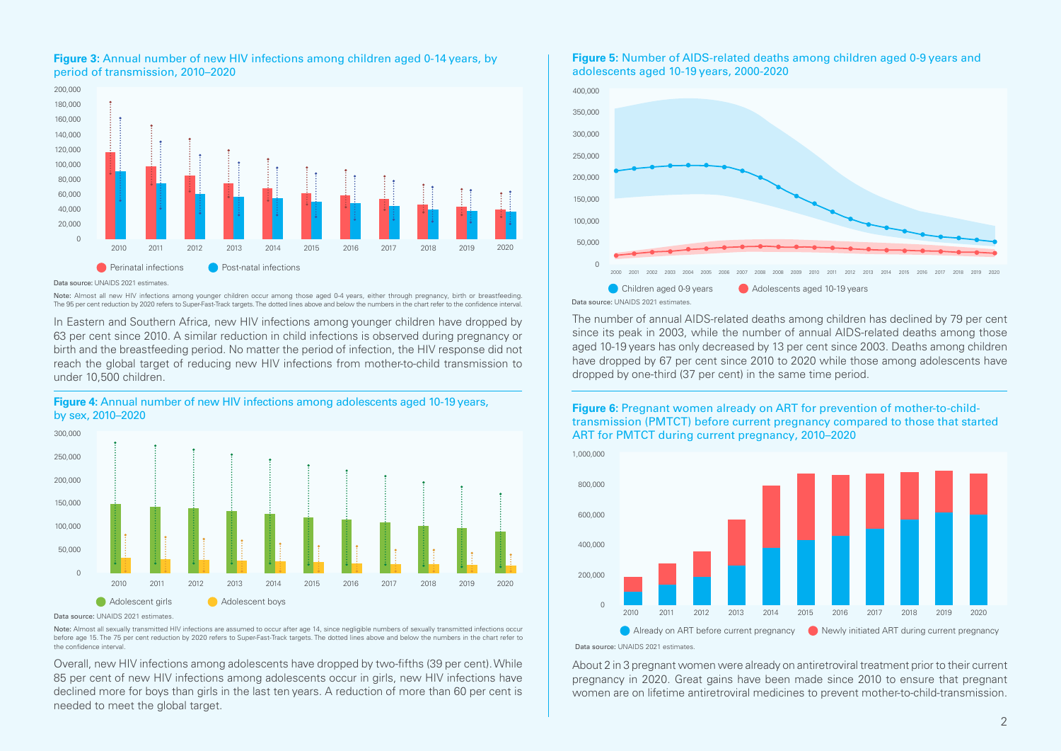**Figure 3:** Annual number of new HIV infections among children aged 0-14 years, by period of transmission, 2010–2020

200,000
180,000
160,000
140,000
120,000
100,000
80,000
60,000
40,000
20,000
0

2010 2011 2012 2013 2014 2015 2016 2017 2018 2019 2020

Perinatal infections
Post-natal infections

Data source: UNAIDS 2021 estimates.

Note: Almost all new HIV infections among younger children occur among those aged 0-4 years, either through pregnancy, birth or breastfeeding. The 95 per cent reduction by 2020 refers to Super-Fast-Track targets. The dotted lines above and below the numbers in the chart refer to the confidence interval.

In Eastern and Southern Africa, new HIV infections among younger children have dropped by 63 per cent since 2010. A similar reduction in child infections is observed during pregnancy or birth and the breastfeeding period. No matter the period of infection, the HIV response did not reach the global target of reducing new HIV infections from mother-to-child transmission to under 10,500 children.

**Figure 4:** Annual number of new HIV infections among adolescents aged 10-19 years, by sex, 2010–2020

300,000
250,000
200,000
150,000
100,000
50,000
0

2010 2011 2012 2013 2014 2015 2016 2017 2018 2019 2020

Adolescent girls
Adolescent boys

Data source: UNAIDS 2021 estimates.

Note: Almost all sexually transmitted HIV infections are assumed to occur after age 14, since negligible numbers of sexually transmitted infections occur before age 15. The 75 per cent reduction by 2020 refers to Super-Fast-Track targets. The dotted lines above and below the numbers in the chart refer to the confidence interval.

Overall, new HIV infections among adolescents have dropped by two-fifths (39 per cent). While 85 per cent of new HIV infections among adolescents occur in girls, new HIV infections have declined more for boys than girls in the last ten years. A reduction of more than 60 per cent is needed to meet the global target.

**Figure 5:** Number of AIDS-related deaths among children aged 0-9 years and adolescents aged 10-19 years, 2000-2020

400,000
350,000
300,000
250,000
200,000
150,000
100,000
50,000
0

2000 2001 2002 2003 2004 2005 2006 2007 2008 2008 2009 2010 2011 2012 2013 2014 2015 2016 2017 2018 2019 2020

Children aged 0-9 years
Adolescents aged 10-19 years

Data source: UNAIDS 2021 estimates.

The number of annual AIDS-related deaths among children has declined by 79 per cent since its peak in 2003, while the number of annual AIDS-related deaths among those aged 10-19 years has only decreased by 13 per cent since 2003. Deaths among children have dropped by 67 per cent since 2010 to 2020 while those among adolescents have dropped by one-third (37 per cent) in the same time period.

**Figure 6:** Pregnant women already on ART for prevention of mother-to-child-transmission (PMTCT) before current pregnancy compared to those that started ART for PMTCT during current pregnancy, 2010–2020

1,000,000
800,000
600,000
400,000
200,000
0

2010 2011 2012 2013 2014 2015 2016 2017 2018 2019 2020

Already on ART before current pregnancy
Newly initiated ART during current pregnancy

Data source: UNAIDS 2021 estimates.

About 2 in 3 pregnant women were already on antiretroviral treatment prior to their current pregnancy in 2020. Great gains have been made since 2010 to ensure that pregnant women are on lifetime antiretroviral medicines to prevent mother-to-child-transmission.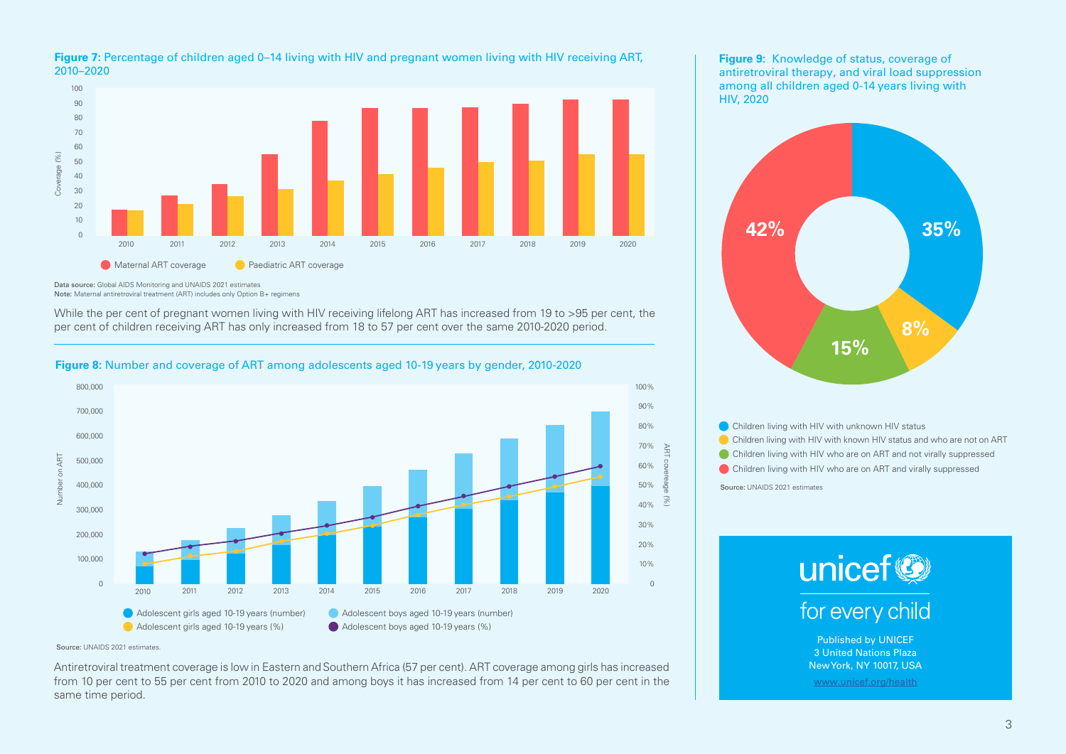**Figure 7:** Percentage of children aged 0–14 living with HIV and pregnant women living with HIV receiving ART, 2010–2020

Coverage (%)

100
90
80
70
60
50
40
30
20
10
0

2010 2011 2012 2013 2014 2015 2016 2017 2018 2019 2020

Maternal ART coverage
Paediatric ART coverage

**Data source:** Global AIDS Monitoring and UNAIDS 2021 estimates
**Note:** Maternal antiretroviral treatment (ART) includes only Option B+ regimens

While the per cent of pregnant women living with HIV receiving lifelong ART has increased from 19 to >95 per cent, the per cent of children receiving ART has only increased from 18 to 57 per cent over the same 2010-2020 period.

**Figure 8:** Number and coverage of ART among adolescents aged 10-19 years by gender, 2010-2020

Number on ART

800,000
700,000
600,000
500,000
400,000
300,000
200,000
100,000
0

ART coverage (%)

100%
90%
80%
70%
60%
50%
40%
30%
20%
10%
0

2010 2011 2012 2013 2014 2015 2016 2017 2018 2019 2020

Adolescent girls aged 10-19 years (number)
Adolescent boys aged 10-19 years (number)
Adolescent girls aged 10-19 years (%)
Adolescent boys aged 10-19 years (%)

**Source:** UNAIDS 2021 estimates.

Antiretroviral treatment coverage is low in Eastern and Southern Africa (57 per cent). ART coverage among girls has increased from 10 per cent to 55 per cent from 2010 to 2020 and among boys it has increased from 14 per cent to 60 per cent in the same time period.

**Figure 9:** Knowledge of status, coverage of antiretroviral therapy, and viral load suppression among all children aged 0-14 years living with HIV, 2020

42%
35%
8%
15%

Children living with HIV with unknown HIV status
Children living with HIV with known HIV status and who are not on ART
Children living with HIV who are on ART and not virally suppressed
Children living with HIV who are on ART and virally suppressed

**Source:** UNAIDS 2021 estimates

unicef
for every child

Published by UNICEF
3 United Nations Plaza
New York, NY 10017, USA

www.unicef.org/health